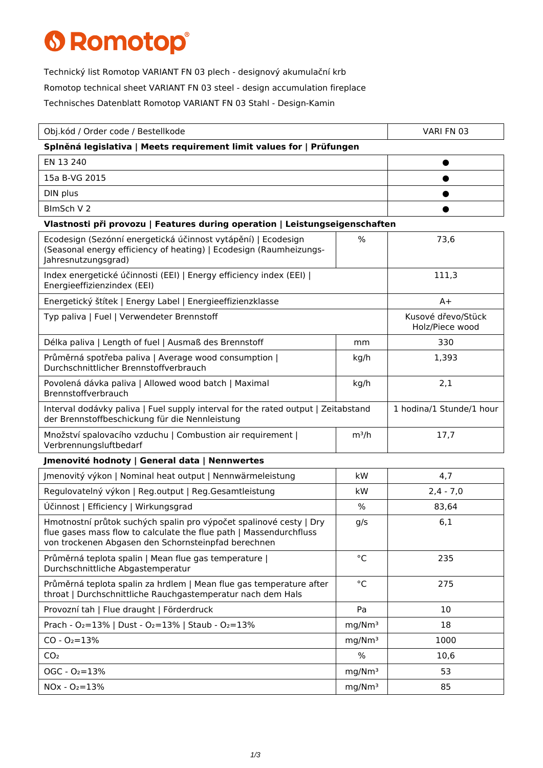# Romotop®

Technický list Romotop VARIANT FN 03 plech - designový akumulační krb

Romotop technical sheet VARIANT FN 03 steel - design accumulation fireplace

Technisches Datenblatt Romotop VARIANT FN 03 Stahl - Design-Kamin

| Obj.kód / Order code / Bestellkode | | VARI FN 03 |
|---|---|---|
| **Splněná legislativa \| Meets requirement limit values for \| Prüfungen** | | |
| EN 13 240 | | ● |
| 15a B-VG 2015 | | ● |
| DIN plus | | ● |
| BImSch V 2 | | ● |
| **Vlastnosti při provozu \| Features during operation \| Leistungseigenschaften** | | |
| Ecodesign (Sezónní energetická účinnost vytápění) \| Ecodesign (Seasonal energy efficiency of heating) \| Ecodesign (Raumheizungs-Jahresnutzungsgrad) | % | 73,6 |
| Index energetické účinnosti (EEI) \| Energy efficiency index (EEI) \| Energieeffizienzindex (EEI) | | 111,3 |
| Energetický štítek \| Energy Label \| Energieeffizienzklasse | | A+ |
| Typ paliva \| Fuel \| Verwendeter Brennstoff | | Kusové dřevo/Stück Holz/Piece wood |
| Délka paliva \| Length of fuel \| Ausmaß des Brennstoff | mm | 330 |
| Průměrná spotřeba paliva \| Average wood consumption \| Durchschnittlicher Brennstoffverbrauch | kg/h | 1,393 |
| Povolená dávka paliva \| Allowed wood batch \| Maximal Brennstoffverbrauch | kg/h | 2,1 |
| Interval dodávky paliva \| Fuel supply interval for the rated output \| Zeitabstand der Brennstoffbeschickung für die Nennleistung | | 1 hodina/1 Stunde/1 hour |
| Množství spalovacího vzduchu \| Combustion air requirement \| Verbrennungsluftbedarf | m³/h | 17,7 |
| **Jmenovité hodnoty \| General data \| Nennwertes** | | |
| Jmenovitý výkon \| Nominal heat output \| Nennwärmeleistung | kW | 4,7 |
| Regulovatelný výkon \| Reg.output \| Reg.Gesamtleistung | kW | 2,4 - 7,0 |
| Účinnost \| Efficiency \| Wirkungsgrad | % | 83,64 |
| Hmotnostní průtok suchých spalin pro výpočet spalinové cesty \| Dry flue gases mass flow to calculate the flue path \| Massendurchfluss von trockenen Abgasen den Schornsteinpfad berechnen | g/s | 6,1 |
| Průměrná teplota spalin \| Mean flue gas temperature \| Durchschnittliche Abgastemperatur | °C | 235 |
| Průměrná teplota spalin za hrdlem \| Mean flue gas temperature after throat \| Durchschnittliche Rauchgastemperatur nach dem Hals | °C | 275 |
| Provozní tah \| Flue draught \| Förderdruck | Pa | 10 |
| Prach - $O_2$=13% \| Dust - $O_2$=13% \| Staub - $O_2$=13% | mg/Nm³ | 18 |
| CO - $O_2$=13% | mg/Nm³ | 1000 |
| $CO_2$ | % | 10,6 |
| OGC - $O_2$=13% | mg/Nm³ | 53 |
| NOx - $O_2$=13% | mg/Nm³ | 85 |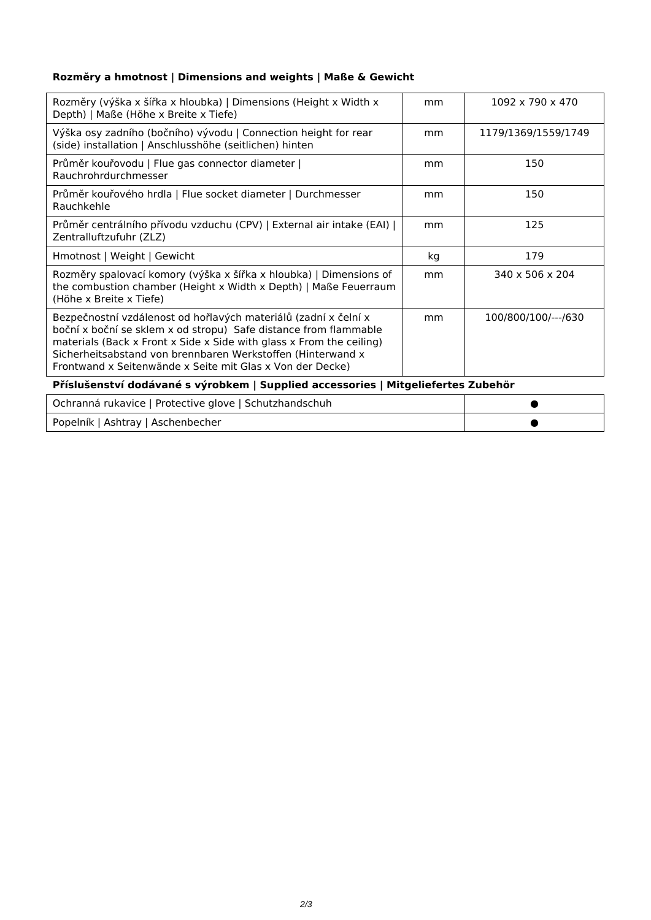**Rozměry a hmotnost | Dimensions and weights | Maße & Gewicht**

| | | |
|---|---|---|
| Rozměry (výška x šířka x hloubka) \| Dimensions (Height x Width x Depth) \| Maße (Höhe x Breite x Tiefe) | mm | 1092 x 790 x 470 |
| Výška osy zadního (bočního) vývodu \| Connection height for rear (side) installation \| Anschlusshöhe (seitlichen) hinten | mm | 1179/1369/1559/1749 |
| Průměr kouřovodu \| Flue gas connector diameter \| Rauchrohrdurchmesser | mm | 150 |
| Průměr kouřového hrdla \| Flue socket diameter \| Durchmesser Rauchkehle | mm | 150 |
| Průměr centrálního přívodu vzduchu (CPV) \| External air intake (EAI) \| Zentralluftzufuhr (ZLZ) | mm | 125 |
| Hmotnost \| Weight \| Gewicht | kg | 179 |
| Rozměry spalovací komory (výška x šířka x hloubka) \| Dimensions of the combustion chamber (Height x Width x Depth) \| Maße Feuerraum (Höhe x Breite x Tiefe) | mm | 340 x 506 x 204 |
| Bezpečnostní vzdálenost od hořlavých materiálů (zadní x čelní x boční x boční se sklem x od stropu) Safe distance from flammable materials (Back x Front x Side x Side with glass x From the ceiling) Sicherheitsabstand von brennbaren Werkstoffen (Hinterwand x Frontwand x Seitenwände x Seite mit Glas x Von der Decke) | mm | 100/800/100/---/630 |

**Příslušenství dodávané s výrobkem | Supplied accessories | Mitgeliefertes Zubehör**

| | |
|---|---|
| Ochranná rukavice \| Protective glove \| Schutzhandschuh | ● |
| Popelník \| Ashtray \| Aschenbecher | ● |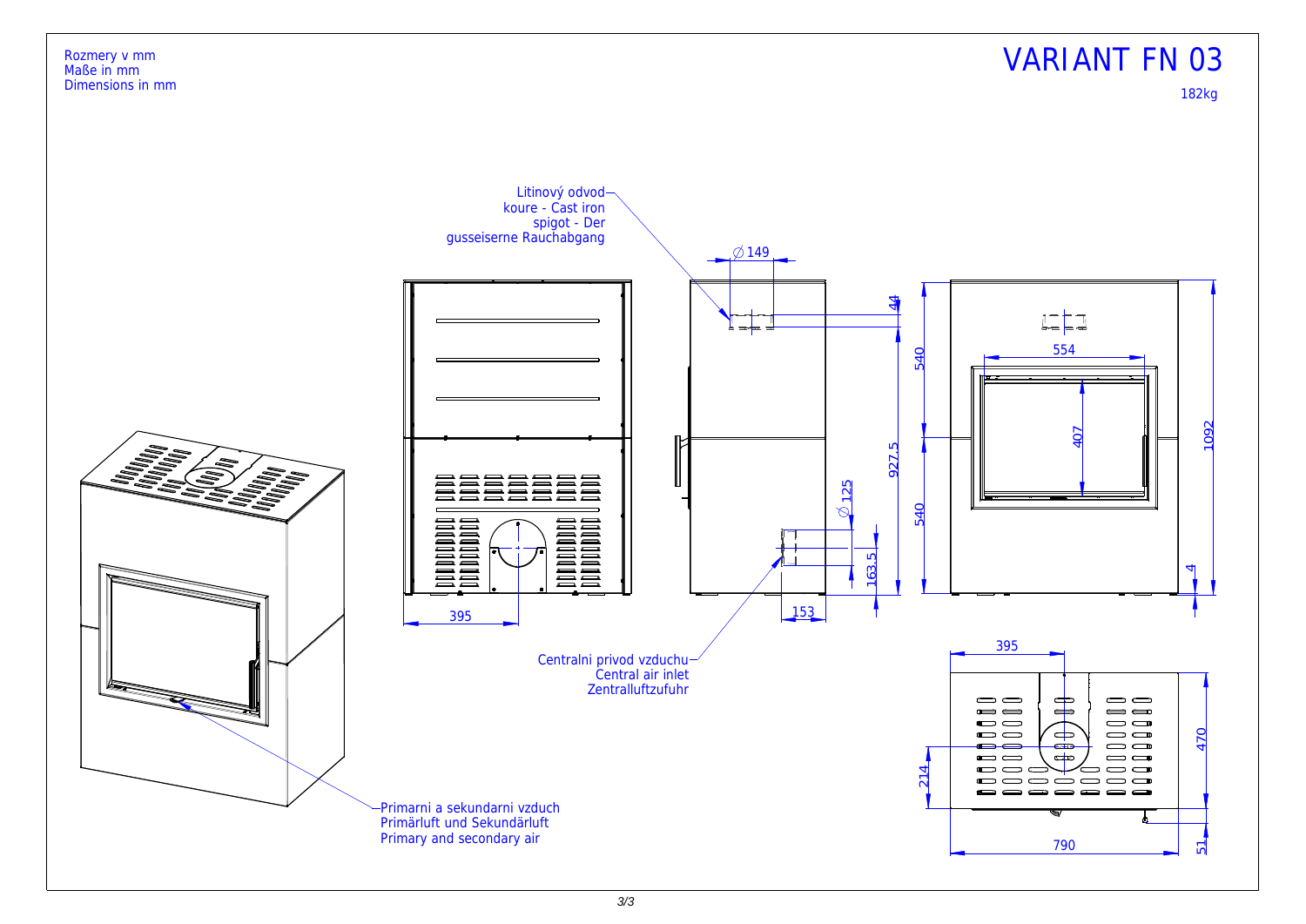Rozmery v mm
Maße in mm
Dimensions in mm

# VARIANT FN 03

182kg

Litinový odvod koure - Cast iron spigot - Der gusseiserne Rauchabgang

∅ 149

44

540

927.5

540

1092

554

407

∅ 125

163.5

153

4

395

Centralni privod vzduchu
Central air inlet
Zentralluftzufuhr

395

470

214

790

51

Primarni a sekundarni vzduch
Primärluft und Sekundärluft
Primary and secondary air